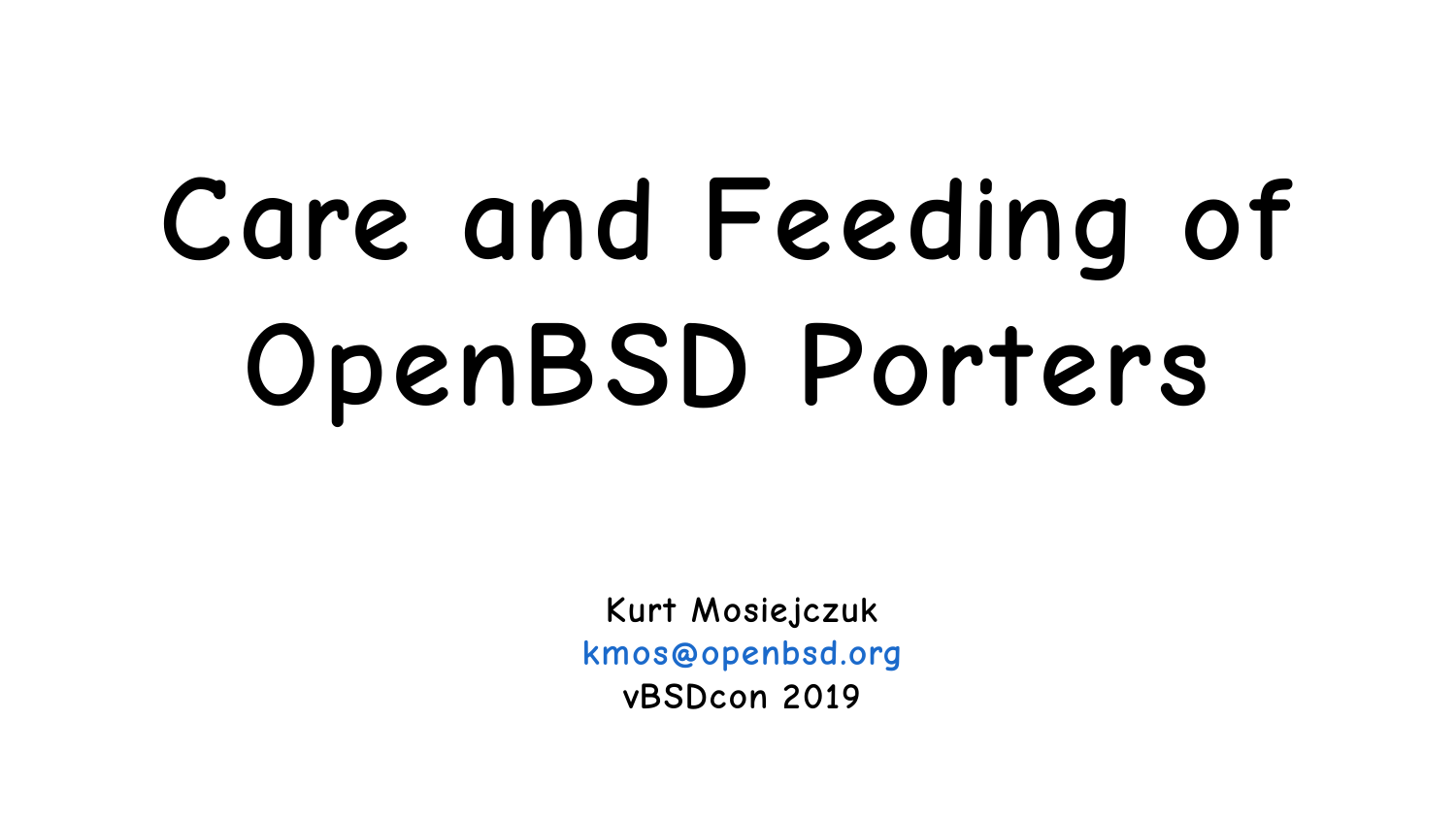# Care and Feeding of OpenBSD Porters

Kurt Mosiejczuk

kmos@openbsd.org

vBSDcon 2019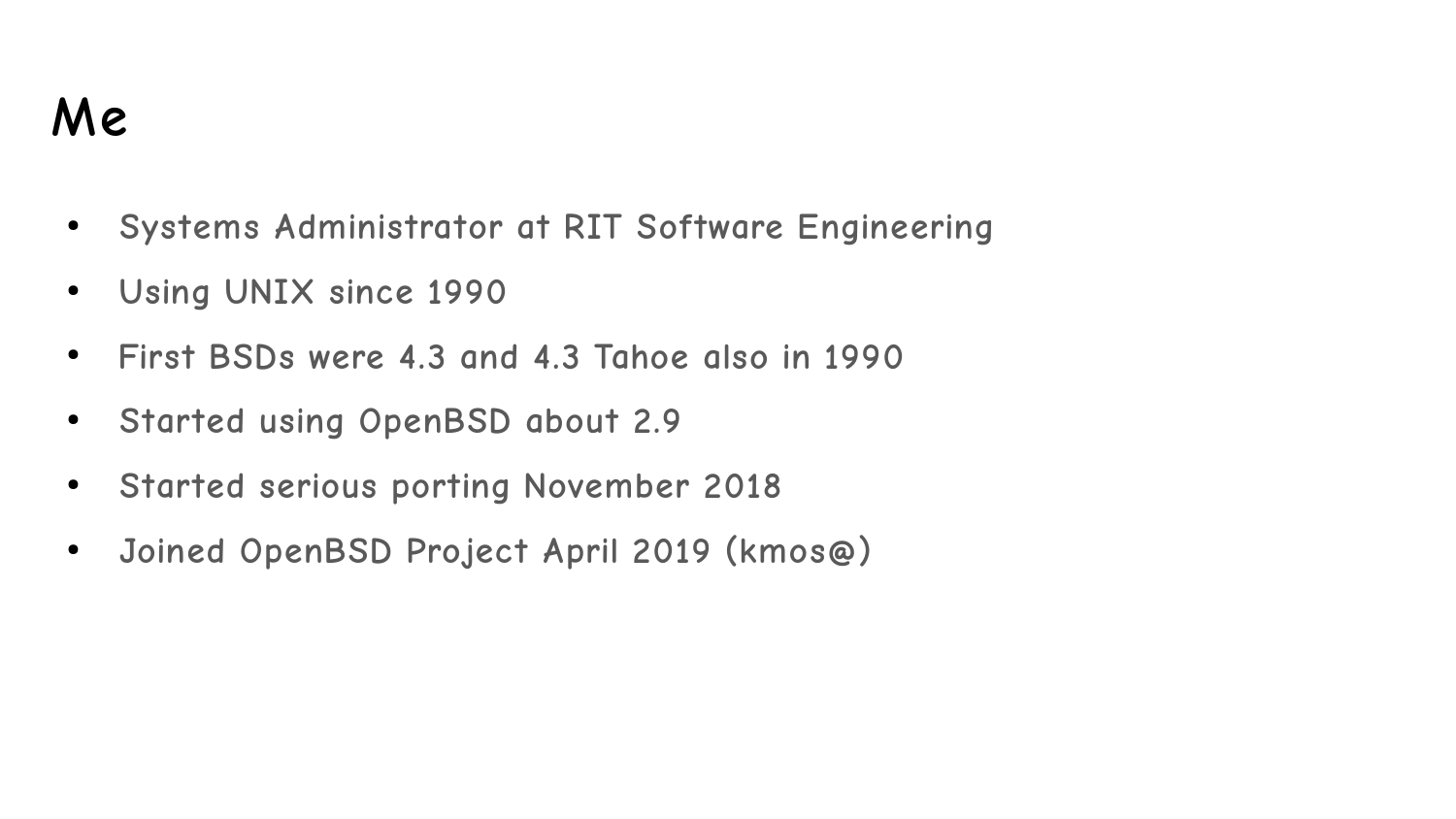# Me

- Systems Administrator at RIT Software Engineering
- Using UNIX since 1990
- First BSDs were 4.3 and 4.3 Tahoe also in 1990
- Started using OpenBSD about 2.9
- Started serious porting November 2018
- Joined OpenBSD Project April 2019 (kmos@)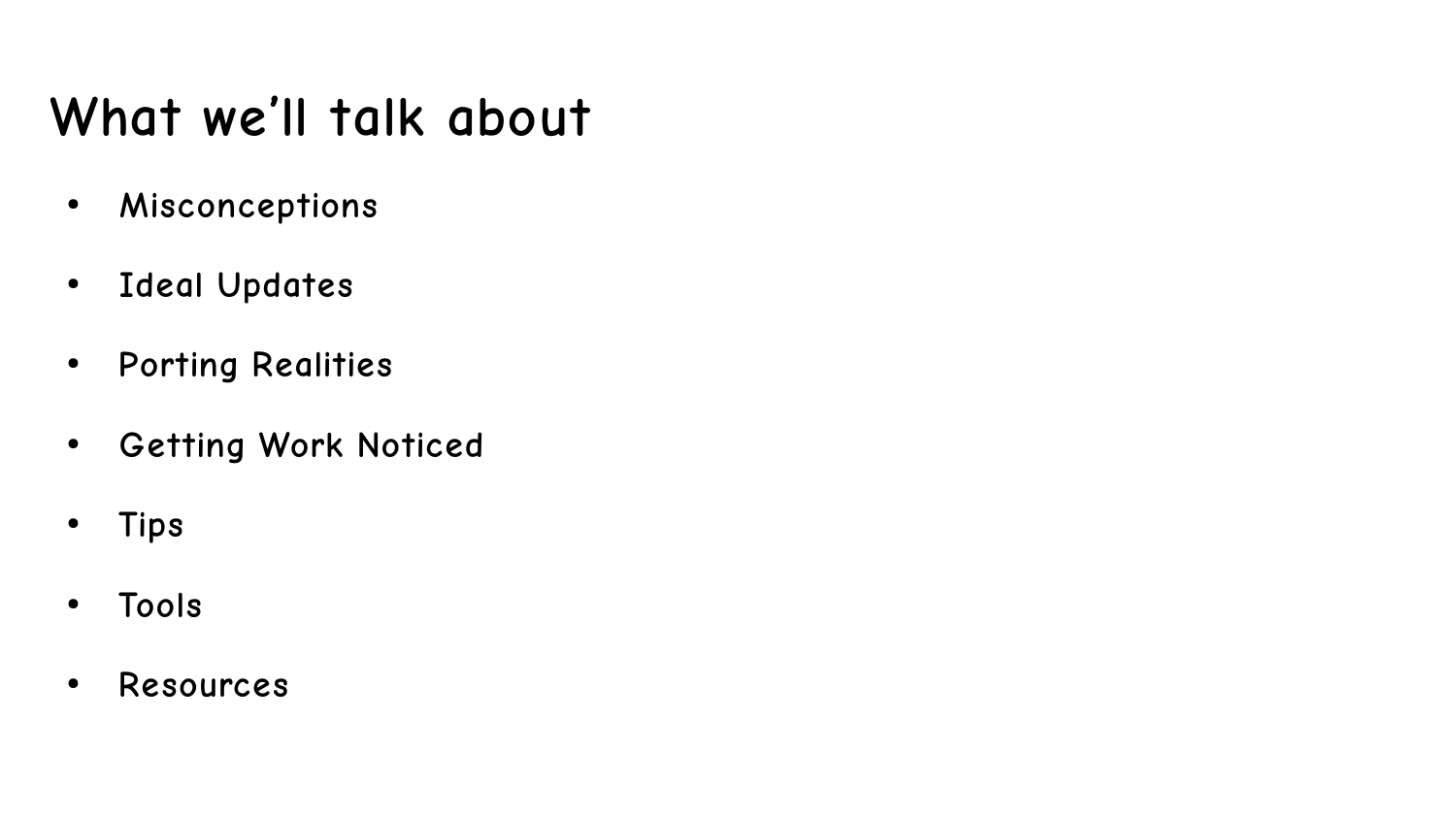# What we’ll talk about

- Misconceptions
- Ideal Updates
- Porting Realities
- Getting Work Noticed
- Tips
- Tools
- Resources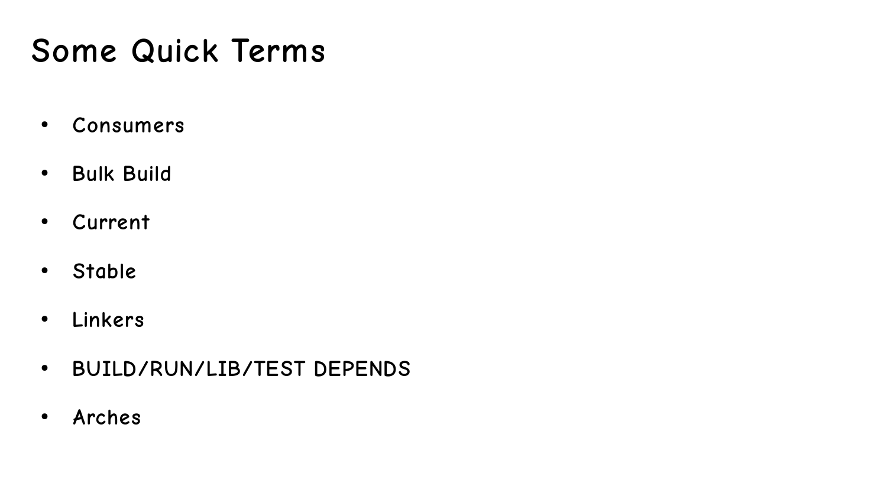# Some Quick Terms

- Consumers
- Bulk Build
- Current
- Stable
- Linkers
- BUILD/RUN/LIB/TEST DEPENDS
- Arches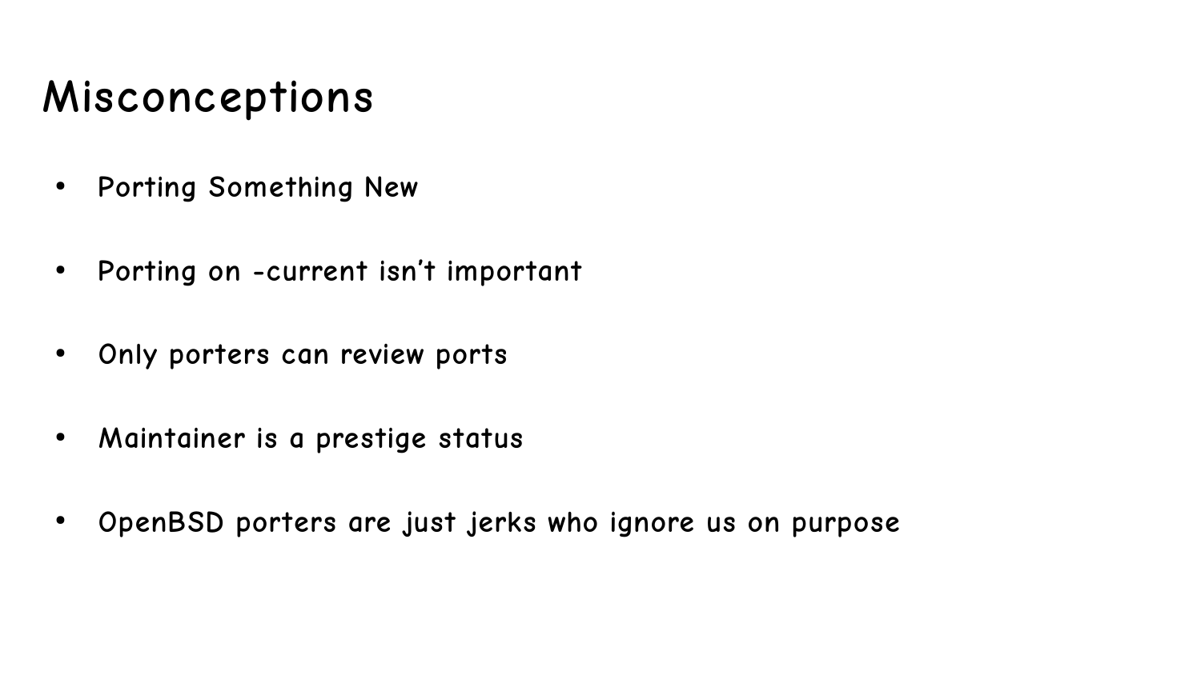# Misconceptions

- Porting Something New
- Porting on -current isn’t important
- Only porters can review ports
- Maintainer is a prestige status
- OpenBSD porters are just jerks who ignore us on purpose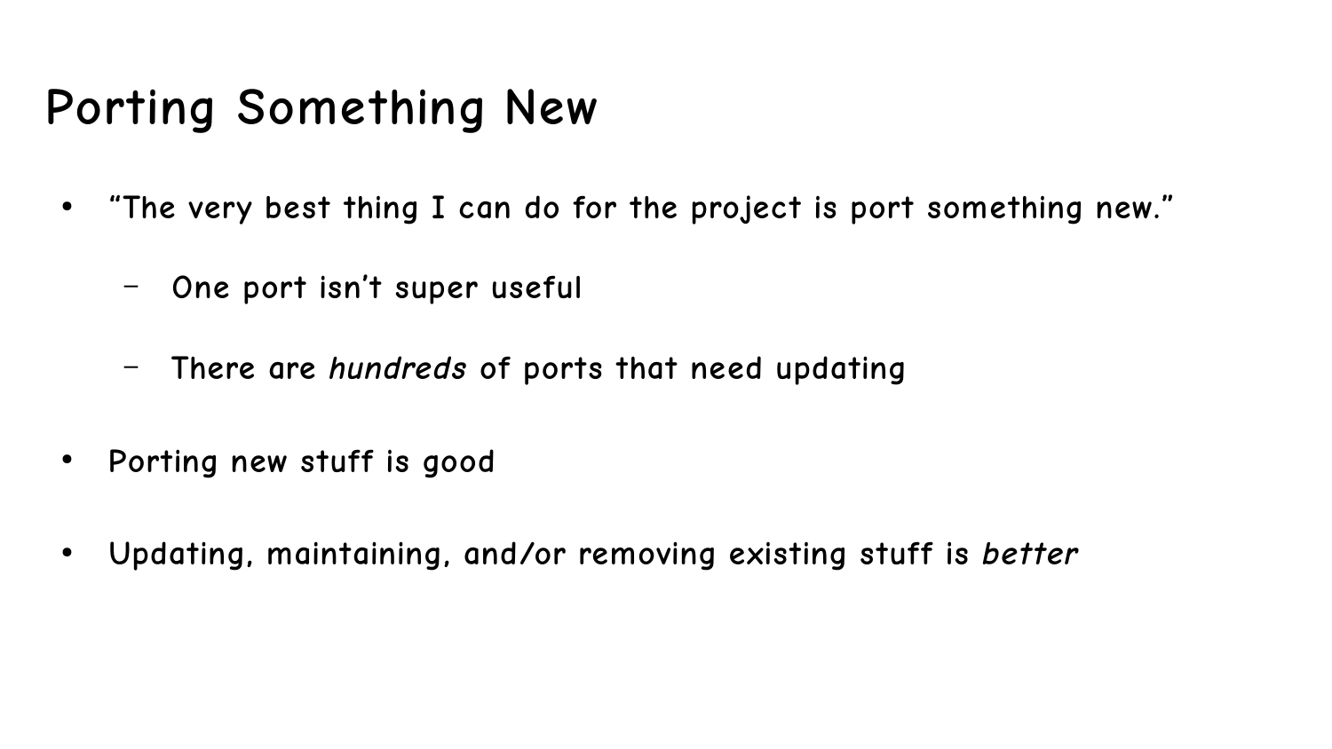# Porting Something New

- “The very best thing I can do for the project is port something new.”
  - One port isn’t super useful
  - There are *hundreds* of ports that need updating
- Porting new stuff is good
- Updating, maintaining, and/or removing existing stuff is *better*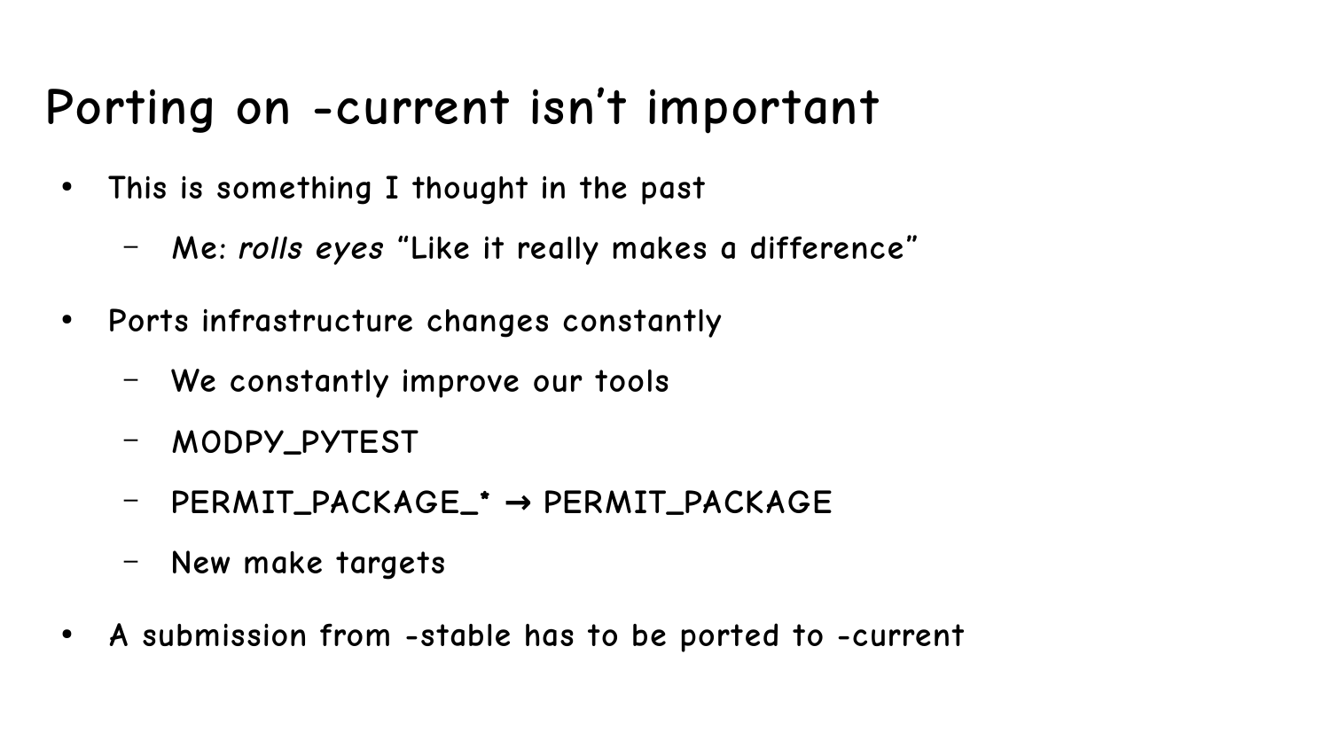# Porting on -current isn't important

- This is something I thought in the past
  - Me: *rolls eyes* "Like it really makes a difference"
- Ports infrastructure changes constantly
  - We constantly improve our tools
  - MODPY_PYTEST
  - PERMIT_PACKAGE_* → PERMIT_PACKAGE
  - New make targets
- A submission from -stable has to be ported to -current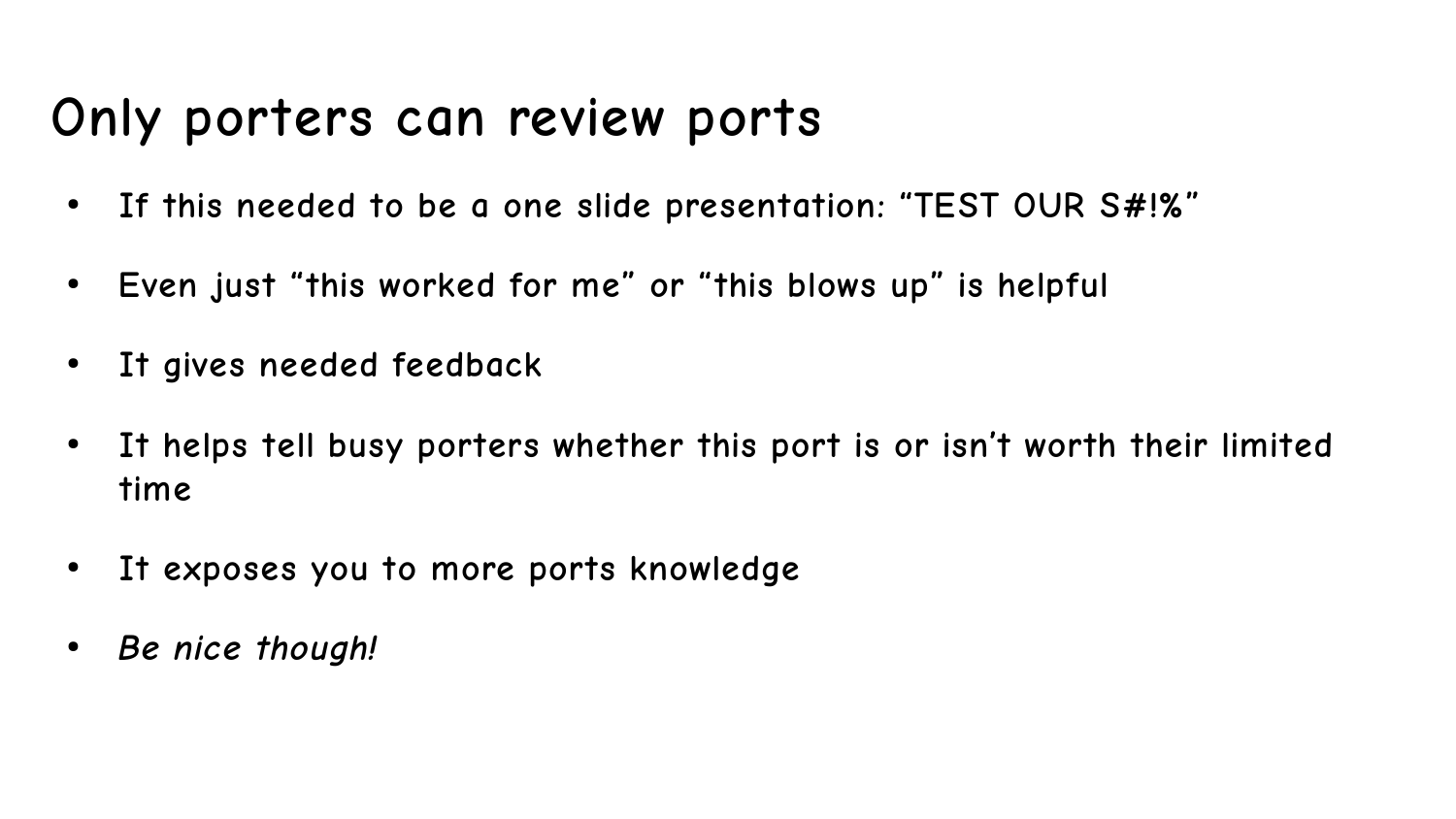# Only porters can review ports

- If this needed to be a one slide presentation: "TEST OUR S#!%"
- Even just "this worked for me" or "this blows up" is helpful
- It gives needed feedback
- It helps tell busy porters whether this port is or isn't worth their limited time
- It exposes you to more ports knowledge
- *Be nice though!*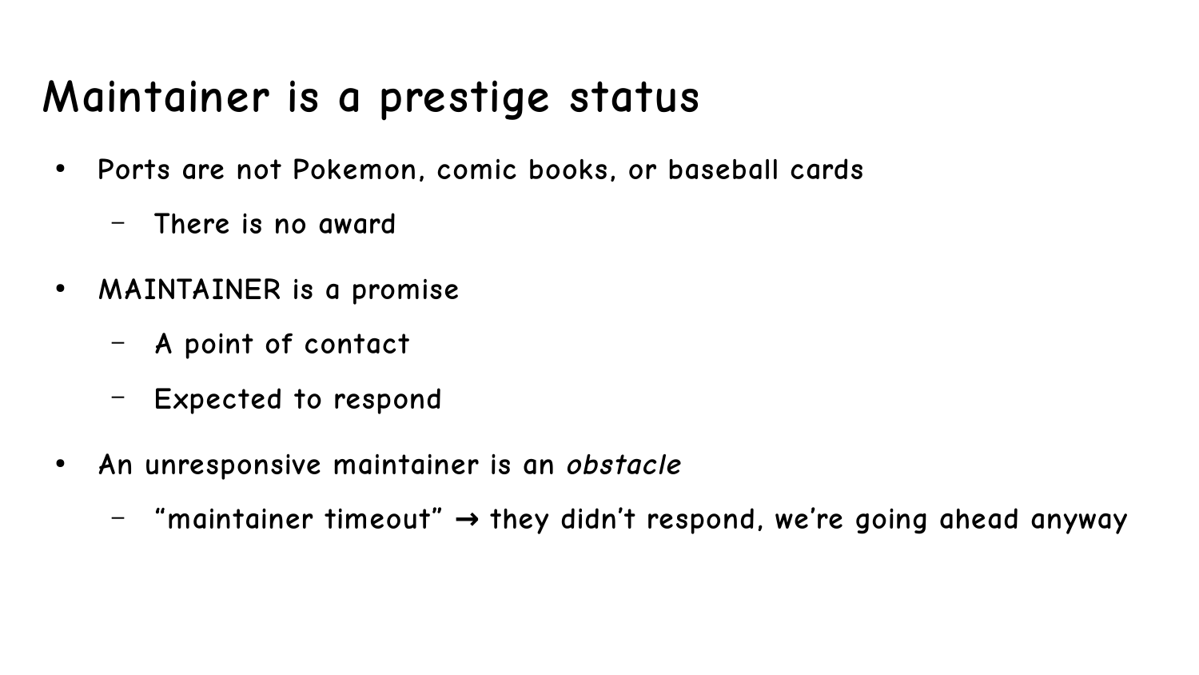# Maintainer is a prestige status

- Ports are not Pokemon, comic books, or baseball cards
  - There is no award
- MAINTAINER is a promise
  - A point of contact
  - Expected to respond
- An unresponsive maintainer is an *obstacle*
  - “maintainer timeout” → they didn’t respond, we’re going ahead anyway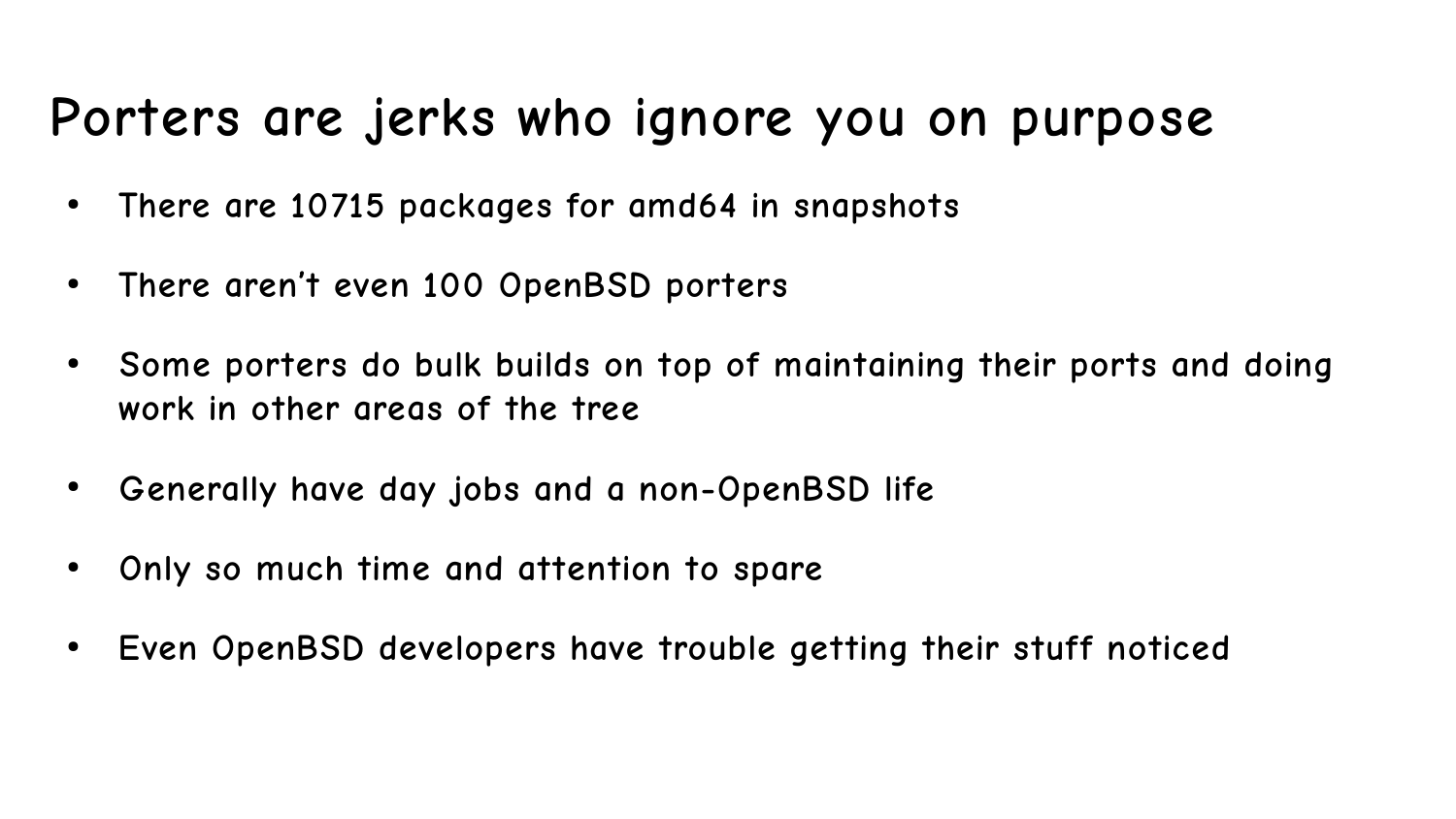# Porters are jerks who ignore you on purpose

- There are 10715 packages for amd64 in snapshots
- There aren't even 100 OpenBSD porters
- Some porters do bulk builds on top of maintaining their ports and doing work in other areas of the tree
- Generally have day jobs and a non-OpenBSD life
- Only so much time and attention to spare
- Even OpenBSD developers have trouble getting their stuff noticed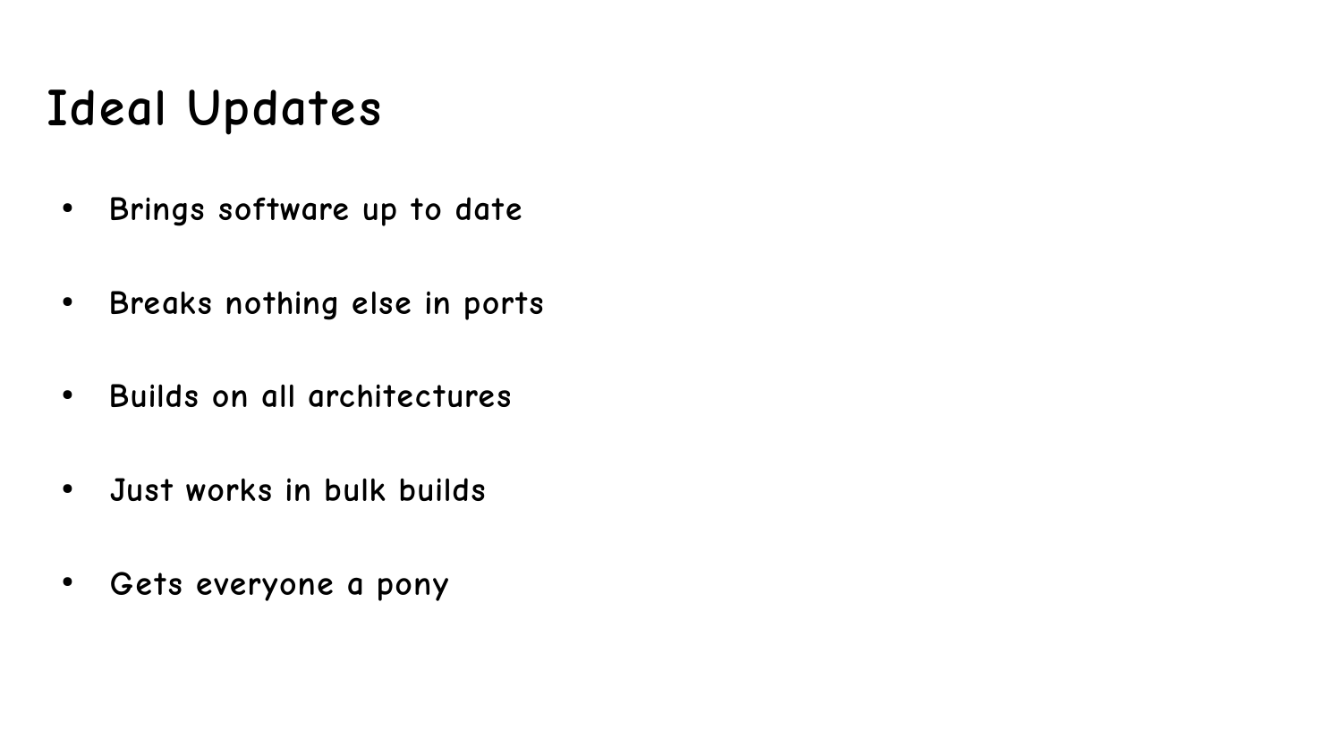# Ideal Updates

- Brings software up to date
- Breaks nothing else in ports
- Builds on all architectures
- Just works in bulk builds
- Gets everyone a pony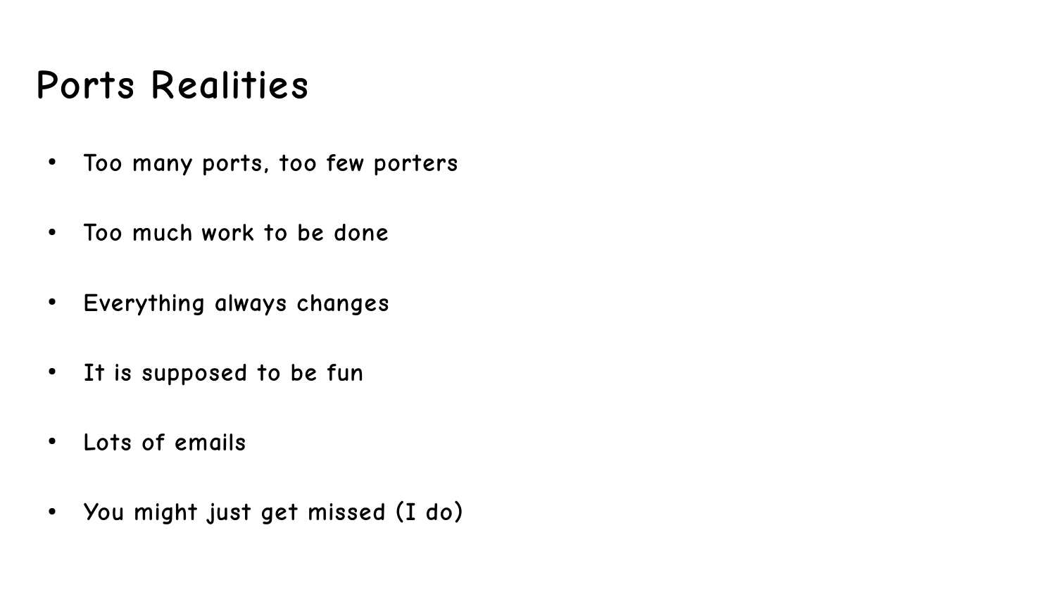# Ports Realities

- Too many ports, too few porters
- Too much work to be done
- Everything always changes
- It is supposed to be fun
- Lots of emails
- You might just get missed (I do)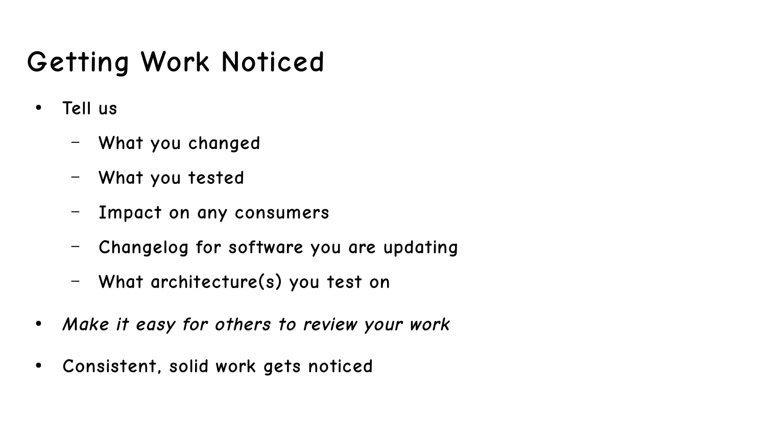# Getting Work Noticed

- Tell us
  - What you changed
  - What you tested
  - Impact on any consumers
  - Changelog for software you are updating
  - What architecture(s) you test on
- *Make it easy for others to review your work*
- Consistent, solid work gets noticed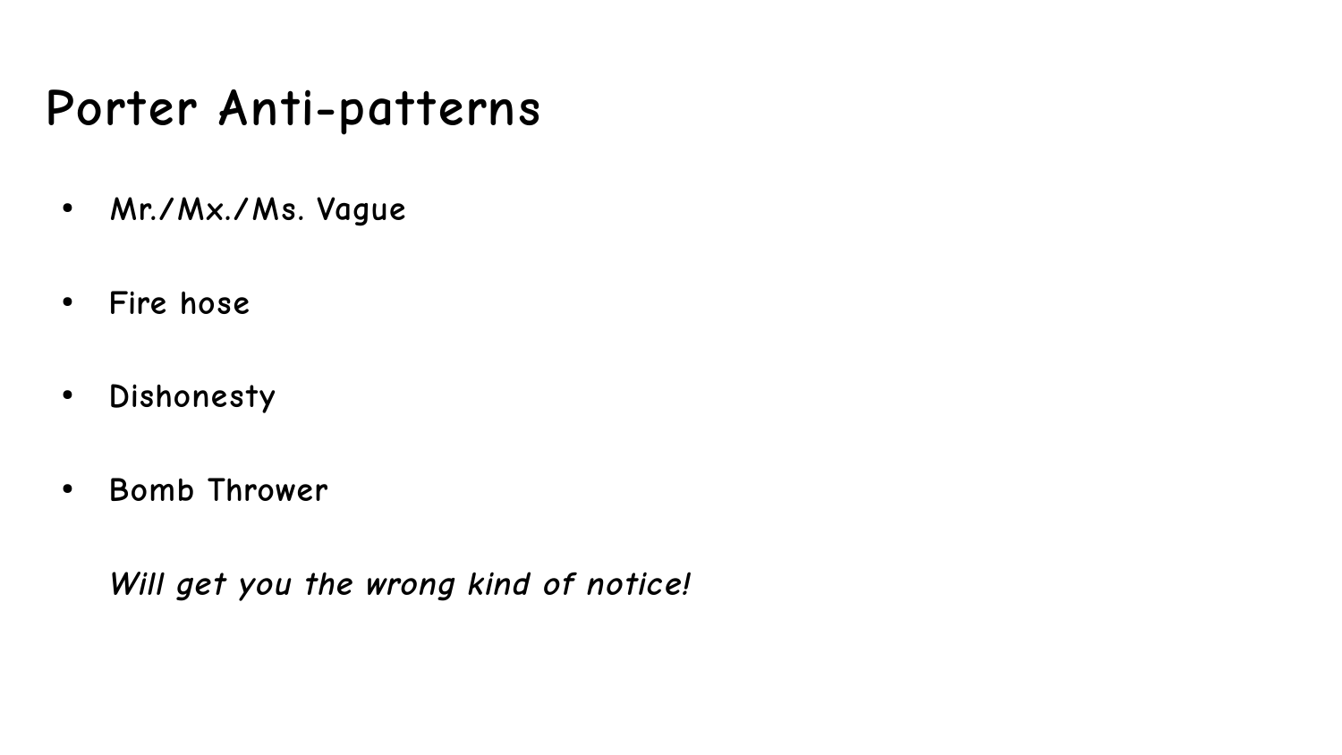# Porter Anti-patterns

- Mr./Mx./Ms. Vague
- Fire hose
- Dishonesty
- Bomb Thrower

*Will get you the wrong kind of notice!*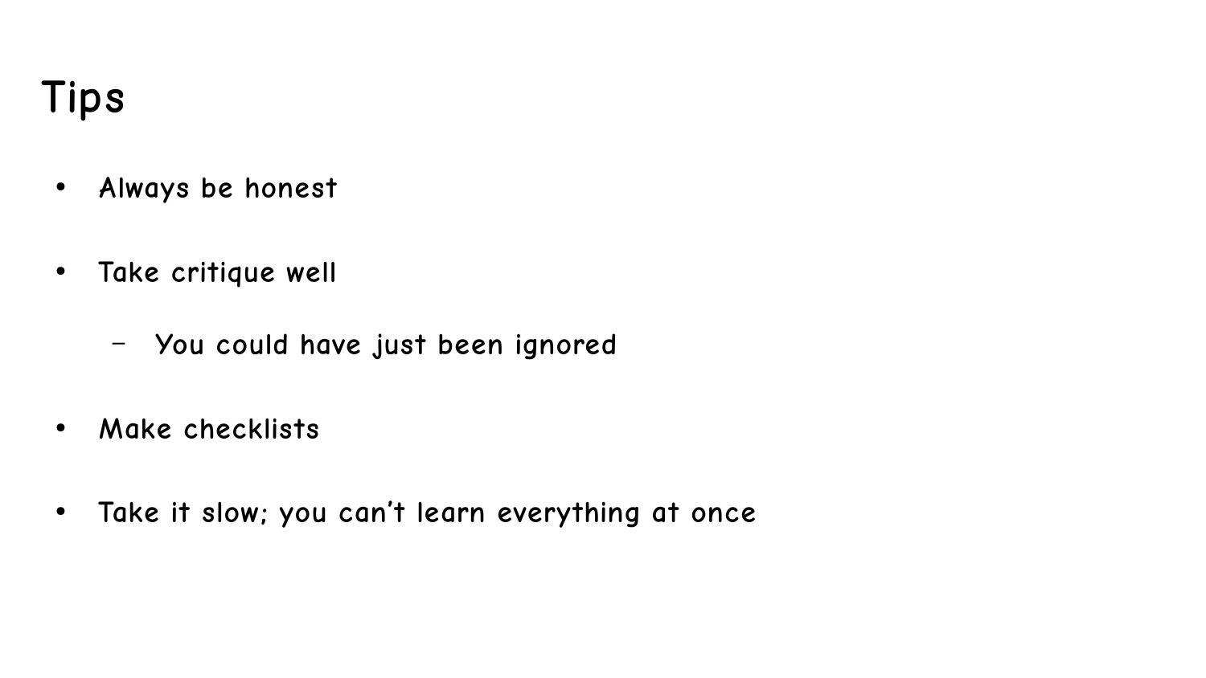# Tips

- Always be honest
- Take critique well
  - You could have just been ignored
- Make checklists
- Take it slow; you can't learn everything at once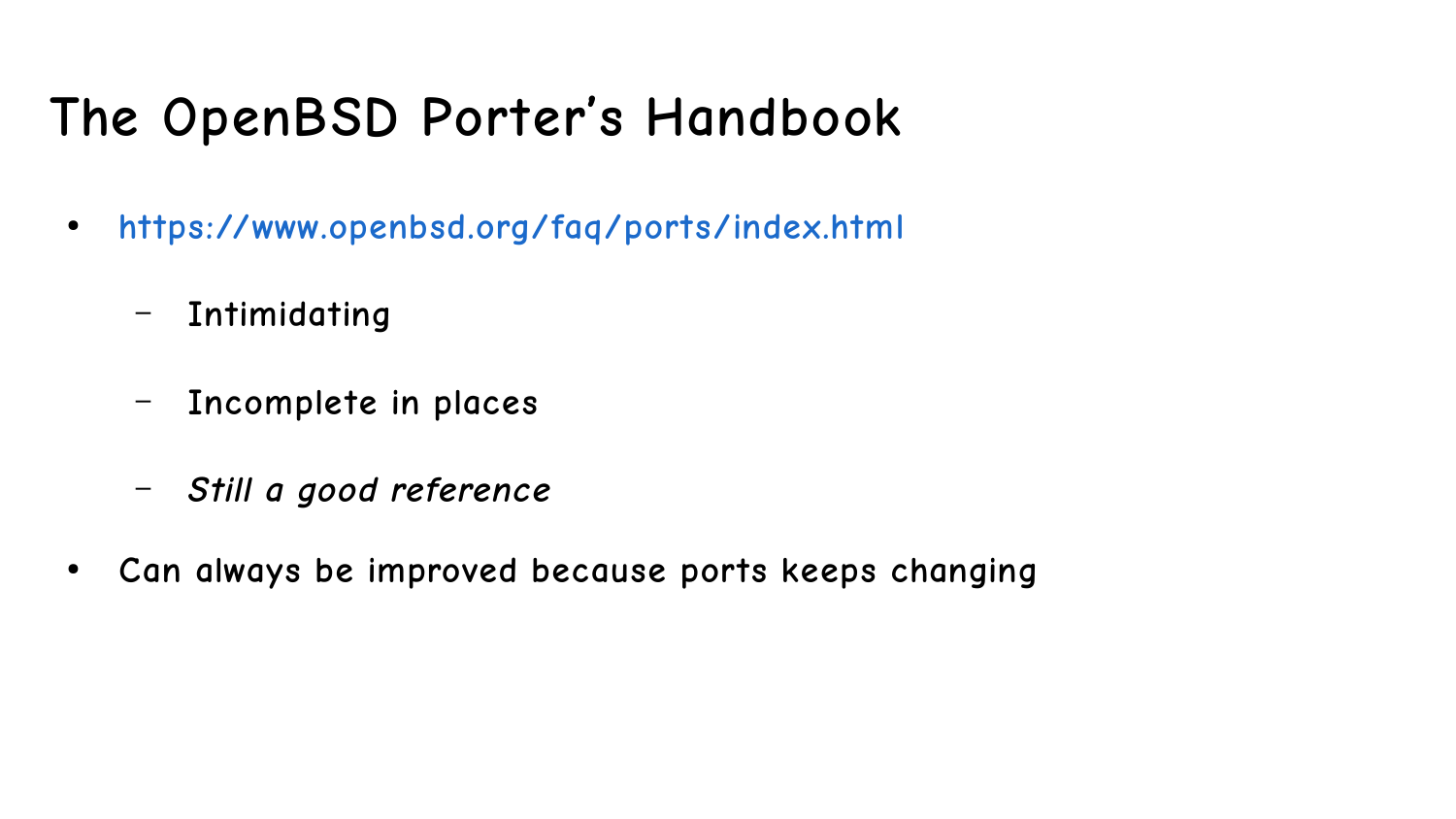# The OpenBSD Porter's Handbook

- https://www.openbsd.org/faq/ports/index.html
  - Intimidating
  - Incomplete in places
  - *Still a good reference*
- Can always be improved because ports keeps changing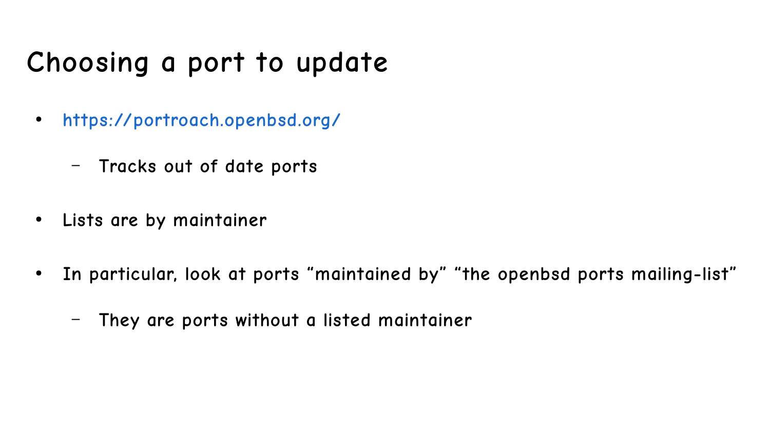# Choosing a port to update

- https://portroach.openbsd.org/
  - Tracks out of date ports
- Lists are by maintainer
- In particular, look at ports “maintained by” “the openbsd ports mailing-list”
  - They are ports without a listed maintainer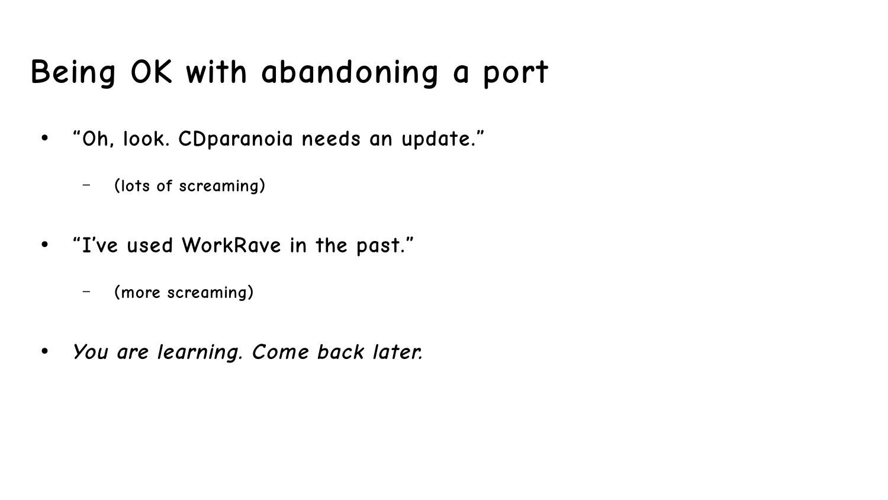# Being OK with abandoning a port

- "Oh, look. CDparanoia needs an update."
  - (lots of screaming)
- "I've used WorkRave in the past."
  - (more screaming)
- *You are learning. Come back later.*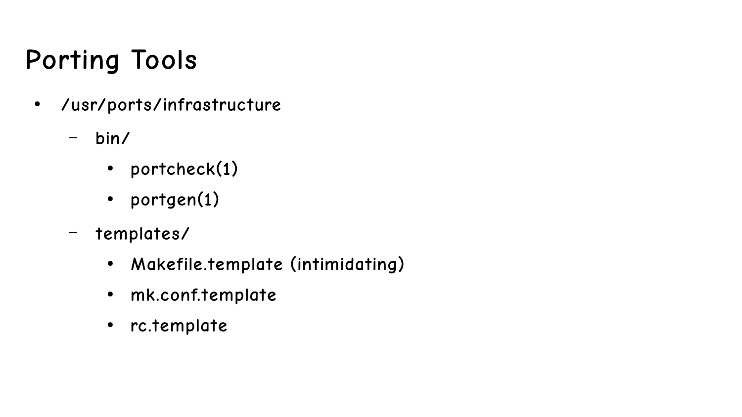# Porting Tools

- /usr/ports/infrastructure
  - bin/
    - portcheck(1)
    - portgen(1)
  - templates/
    - Makefile.template (intimidating)
    - mk.conf.template
    - rc.template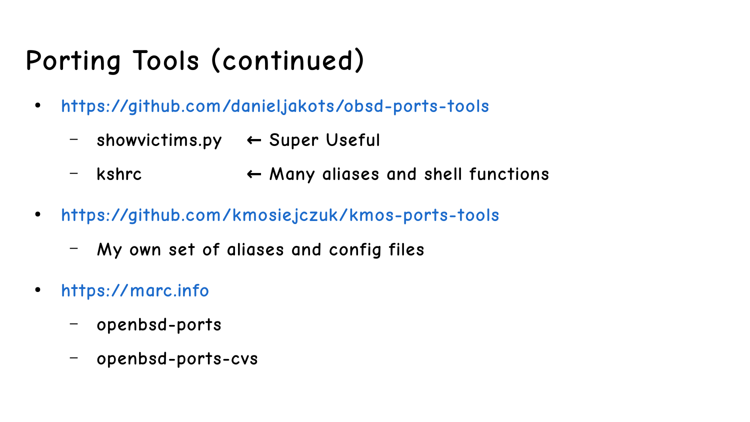# Porting Tools (continued)

- https://github.com/danieljakots/obsd-ports-tools
  - showvictims.py ← Super Useful
  - kshrc ← Many aliases and shell functions
- https://github.com/kmosiejczuk/kmos-ports-tools
  - My own set of aliases and config files
- https://marc.info
  - openbsd-ports
  - openbsd-ports-cvs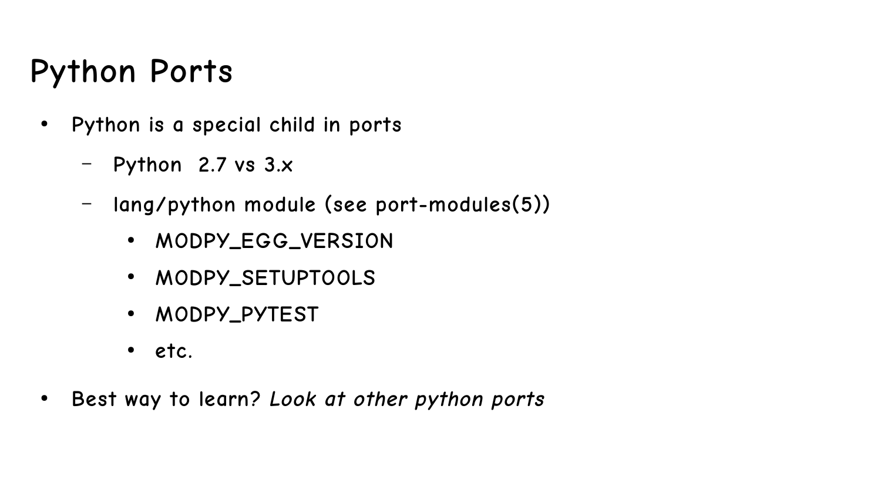# Python Ports

- Python is a special child in ports
  - Python 2.7 vs 3.x
  - lang/python module (see port-modules(5))
    - MODPY_EGG_VERSION
    - MODPY_SETUPTOOLS
    - MODPY_PYTEST
    - etc.
- Best way to learn? *Look at other python ports*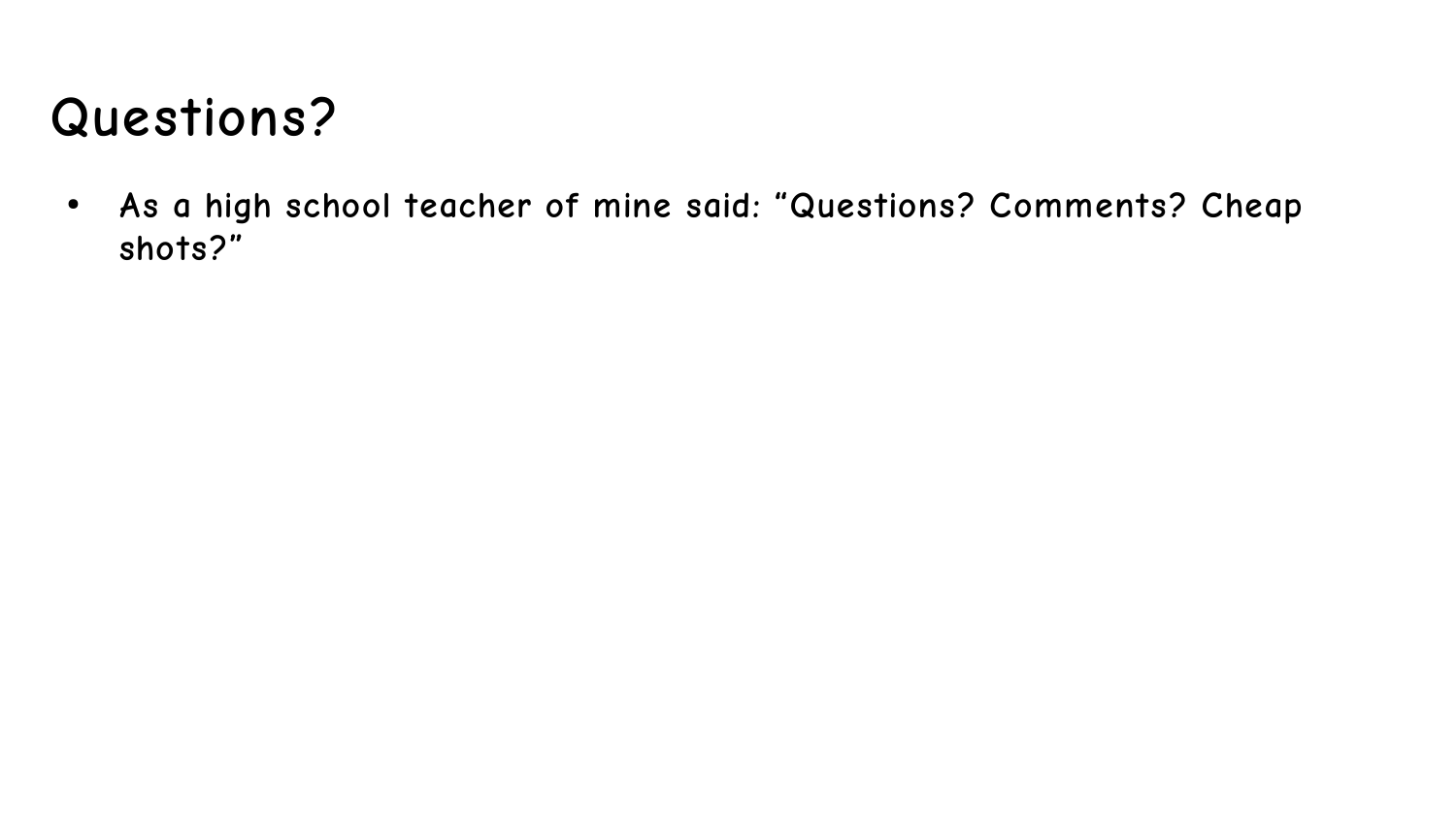# Questions?

- As a high school teacher of mine said: “Questions? Comments? Cheap shots?”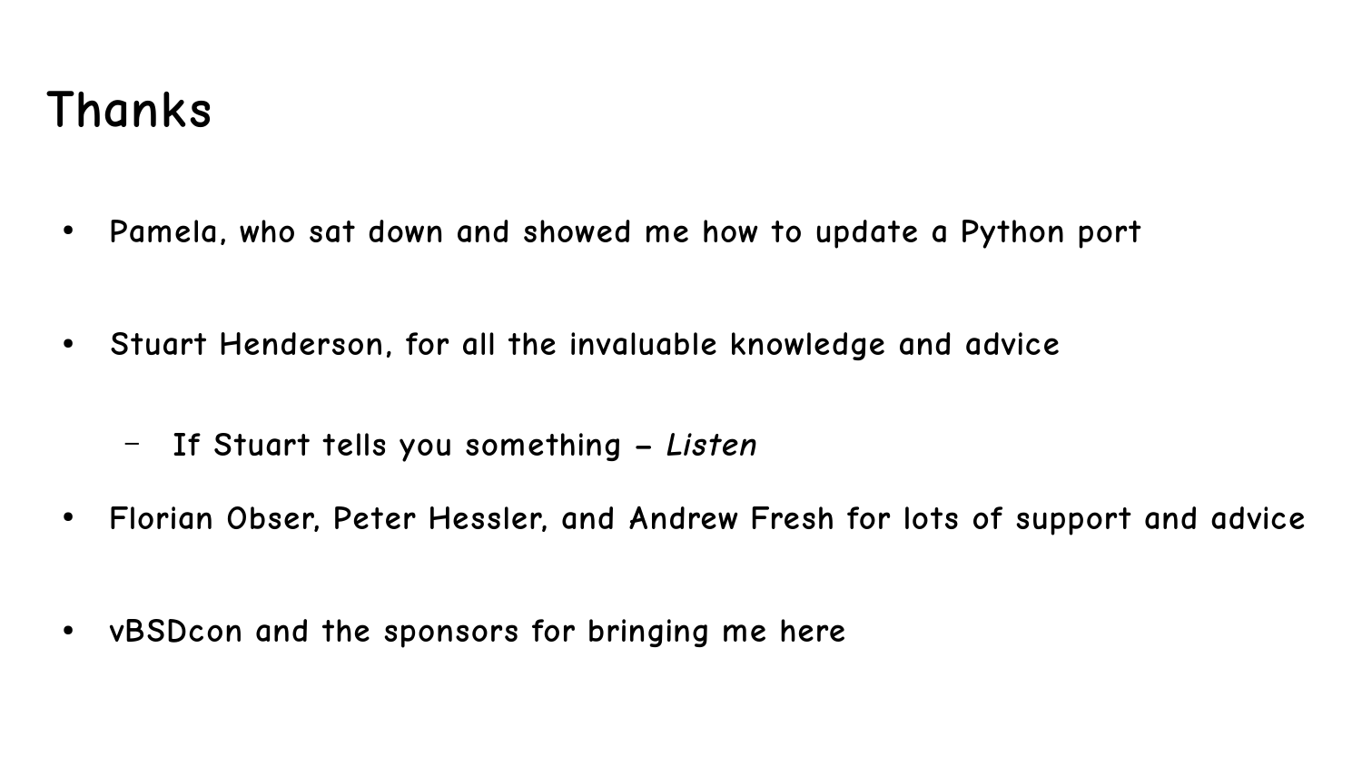# Thanks

- Pamela, who sat down and showed me how to update a Python port
- Stuart Henderson, for all the invaluable knowledge and advice
  - If Stuart tells you something – *Listen*
- Florian Obser, Peter Hessler, and Andrew Fresh for lots of support and advice
- vBSDcon and the sponsors for bringing me here